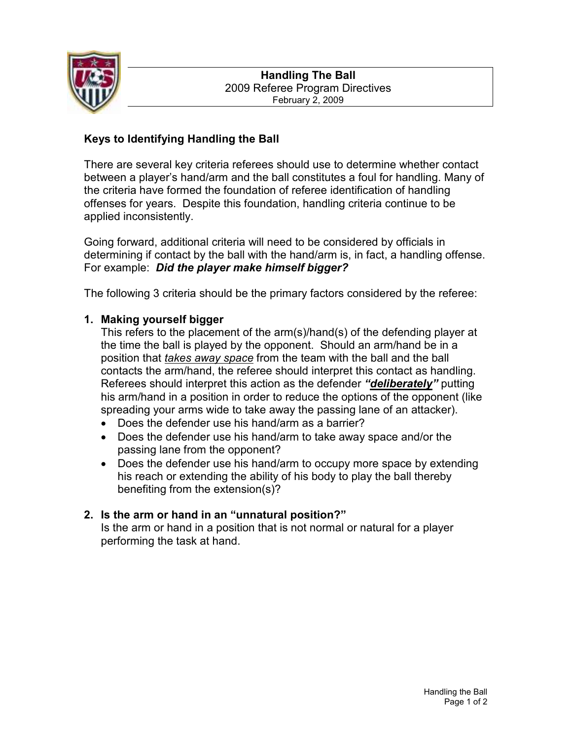# Handling The Ball

2009 Referee Program Directives

February 2, 2009

## Keys to Identifying Handling the Ball

There are several key criteria referees should use to determine whether contact between a player's hand/arm and the ball constitutes a foul for handling. Many of the criteria have formed the foundation of referee identification of handling offenses for years. Despite this foundation, handling criteria continue to be applied inconsistently.

Going forward, additional criteria will need to be considered by officials in determining if contact by the ball with the hand/arm is, in fact, a handling offense. For example: ***Did the player make himself bigger?***

The following 3 criteria should be the primary factors considered by the referee:

1. **Making yourself bigger**
   This refers to the placement of the arm(s)/hand(s) of the defending player at the time the ball is played by the opponent. Should an arm/hand be in a position that <u>*takes away space*</u> from the team with the ball and the ball contacts the arm/hand, the referee should interpret this contact as handling. Referees should interpret this action as the defender ***"<u>deliberately</u>"*** putting his arm/hand in a position in order to reduce the options of the opponent (like spreading your arms wide to take away the passing lane of an attacker).
   - Does the defender use his hand/arm as a barrier?
   - Does the defender use his hand/arm to take away space and/or the passing lane from the opponent?
   - Does the defender use his hand/arm to occupy more space by extending his reach or extending the ability of his body to play the ball thereby benefiting from the extension(s)?

2. **Is the arm or hand in an "unnatural position?"**
   Is the arm or hand in a position that is not normal or natural for a player performing the task at hand.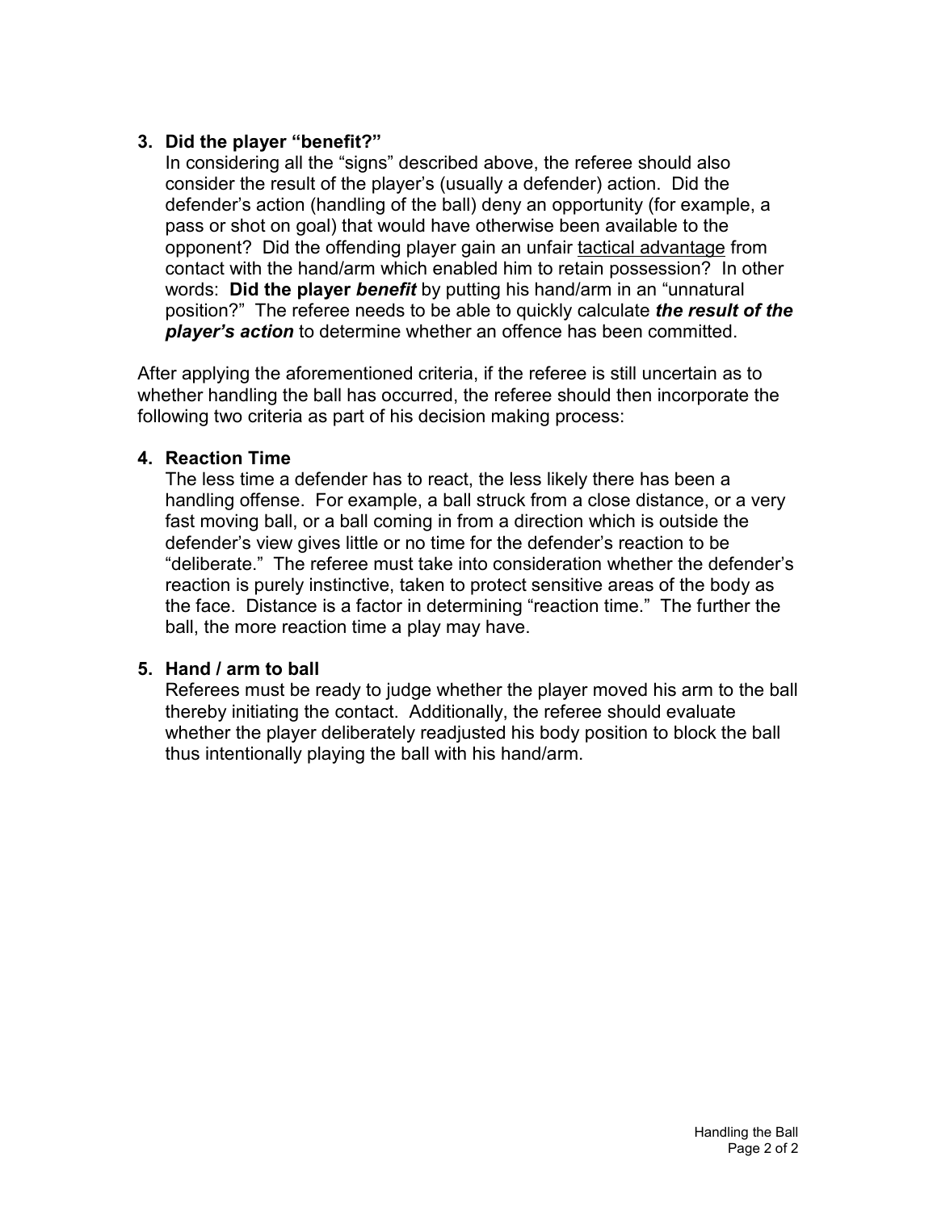3. **Did the player "benefit?"**
   In considering all the "signs" described above, the referee should also consider the result of the player's (usually a defender) action. Did the defender's action (handling of the ball) deny an opportunity (for example, a pass or shot on goal) that would have otherwise been available to the opponent? Did the offending player gain an unfair <u>tactical advantage</u> from contact with the hand/arm which enabled him to retain possession? In other words: **Did the player *benefit*** by putting his hand/arm in an "unnatural position?" The referee needs to be able to quickly calculate ***the result of the player's action*** to determine whether an offence has been committed.

After applying the aforementioned criteria, if the referee is still uncertain as to whether handling the ball has occurred, the referee should then incorporate the following two criteria as part of his decision making process:

4. **Reaction Time**
   The less time a defender has to react, the less likely there has been a handling offense. For example, a ball struck from a close distance, or a very fast moving ball, or a ball coming in from a direction which is outside the defender's view gives little or no time for the defender's reaction to be "deliberate." The referee must take into consideration whether the defender's reaction is purely instinctive, taken to protect sensitive areas of the body as the face. Distance is a factor in determining "reaction time." The further the ball, the more reaction time a play may have.

5. **Hand / arm to ball**
   Referees must be ready to judge whether the player moved his arm to the ball thereby initiating the contact. Additionally, the referee should evaluate whether the player deliberately readjusted his body position to block the ball thus intentionally playing the ball with his hand/arm.